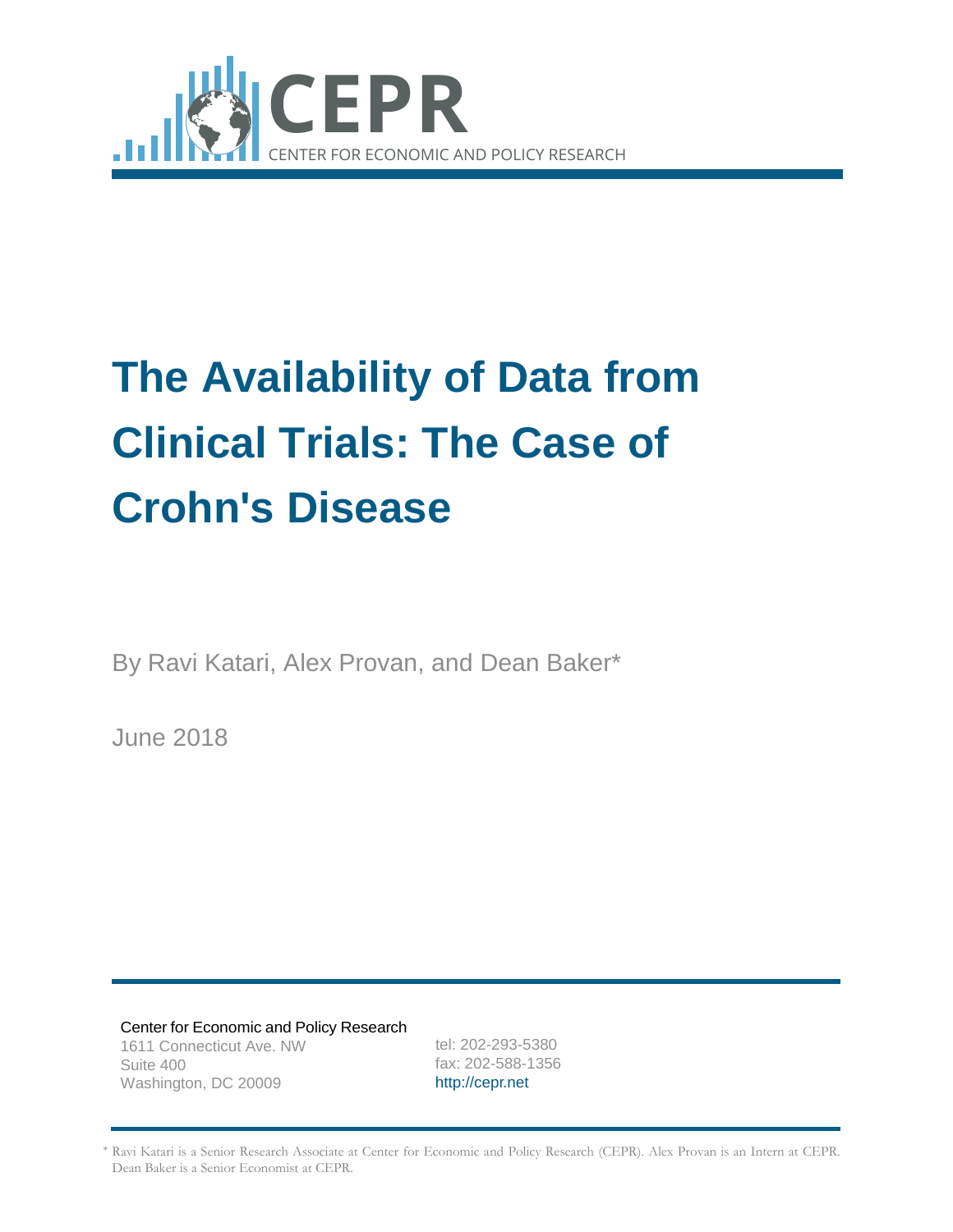CEPR

CENTER FOR ECONOMIC AND POLICY RESEARCH

# The Availability of Data from Clinical Trials: The Case of Crohn's Disease

By Ravi Katari, Alex Provan, and Dean Baker*

June 2018

Center for Economic and Policy Research
1611 Connecticut Ave. NW
Suite 400
Washington, DC 20009

tel: 202-293-5380
fax: 202-588-1356
http://cepr.net

* Ravi Katari is a Senior Research Associate at Center for Economic and Policy Research (CEPR). Alex Provan is an Intern at CEPR. Dean Baker is a Senior Economist at CEPR.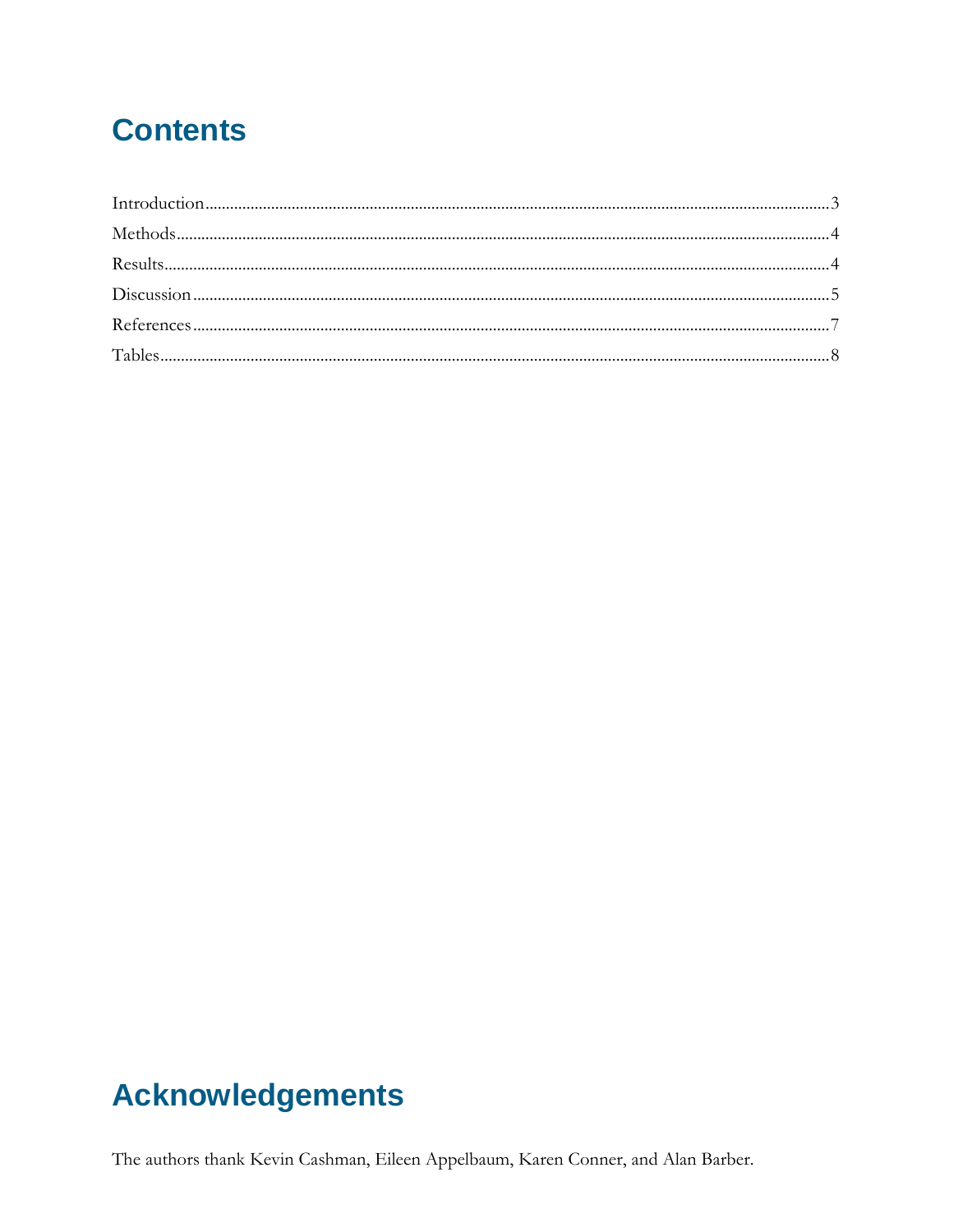## Contents

Introduction.......................................................................................................................................3

Methods..............................................................................................................................................4

Results................................................................................................................................................4

Discussion..........................................................................................................................................5

References..........................................................................................................................................7

Tables..................................................................................................................................................8

## Acknowledgements

The authors thank Kevin Cashman, Eileen Appelbaum, Karen Conner, and Alan Barber.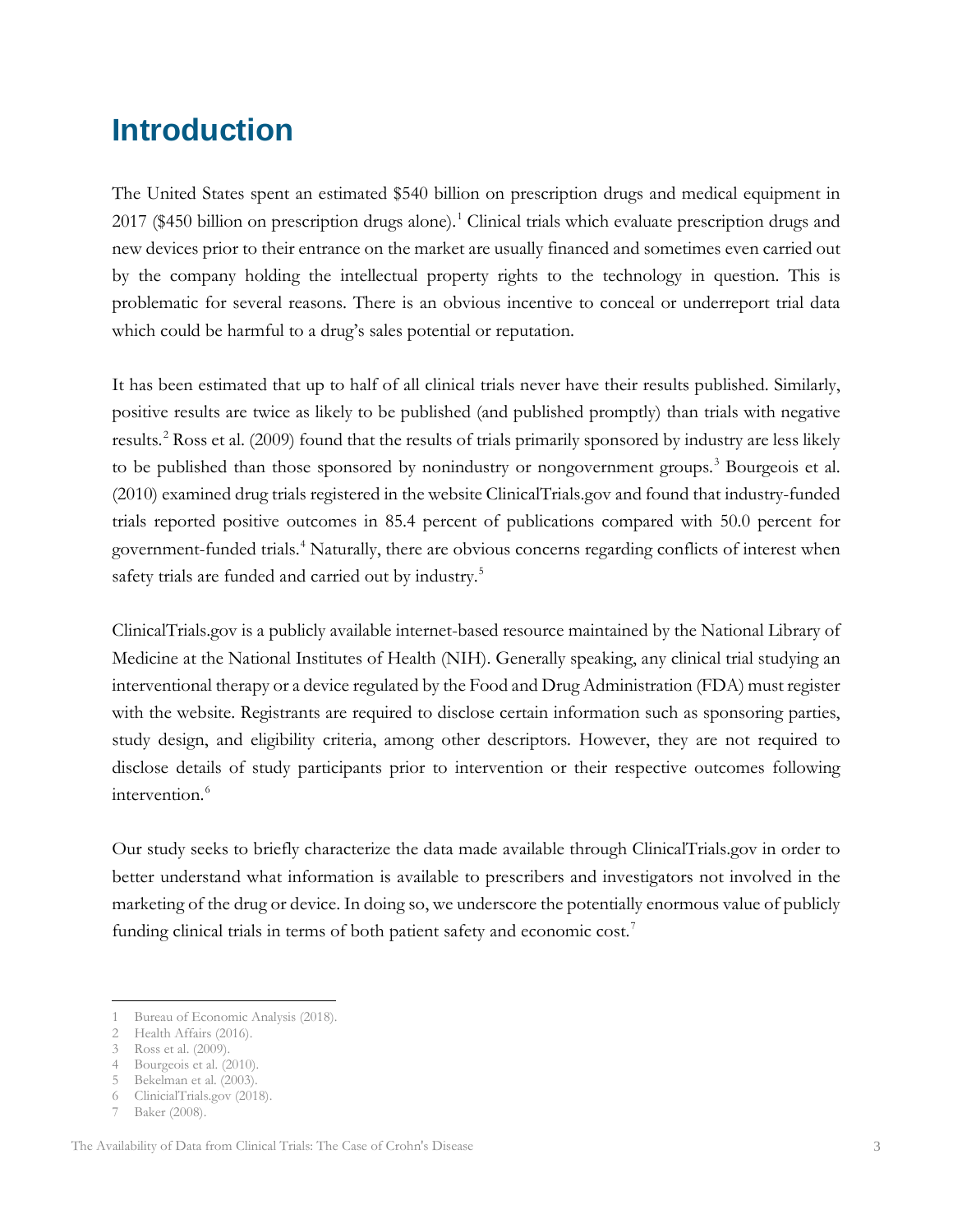# Introduction

The United States spent an estimated $540 billion on prescription drugs and medical equipment in 2017 ($450 billion on prescription drugs alone).[1] Clinical trials which evaluate prescription drugs and new devices prior to their entrance on the market are usually financed and sometimes even carried out by the company holding the intellectual property rights to the technology in question. This is problematic for several reasons. There is an obvious incentive to conceal or underreport trial data which could be harmful to a drug's sales potential or reputation.

It has been estimated that up to half of all clinical trials never have their results published. Similarly, positive results are twice as likely to be published (and published promptly) than trials with negative results.[2] Ross et al. (2009) found that the results of trials primarily sponsored by industry are less likely to be published than those sponsored by nonindustry or nongovernment groups.[3] Bourgeois et al. (2010) examined drug trials registered in the website ClinicalTrials.gov and found that industry-funded trials reported positive outcomes in 85.4 percent of publications compared with 50.0 percent for government-funded trials.[4] Naturally, there are obvious concerns regarding conflicts of interest when safety trials are funded and carried out by industry.[5]

ClinicalTrials.gov is a publicly available internet-based resource maintained by the National Library of Medicine at the National Institutes of Health (NIH). Generally speaking, any clinical trial studying an interventional therapy or a device regulated by the Food and Drug Administration (FDA) must register with the website. Registrants are required to disclose certain information such as sponsoring parties, study design, and eligibility criteria, among other descriptors. However, they are not required to disclose details of study participants prior to intervention or their respective outcomes following intervention.[6]

Our study seeks to briefly characterize the data made available through ClinicalTrials.gov in order to better understand what information is available to prescribers and investigators not involved in the marketing of the drug or device. In doing so, we underscore the potentially enormous value of publicly funding clinical trials in terms of both patient safety and economic cost.[7]

---

1 Bureau of Economic Analysis (2018).
2 Health Affairs (2016).
3 Ross et al. (2009).
4 Bourgeois et al. (2010).
5 Bekelman et al. (2003).
6 ClinicialTrials.gov (2018).
7 Baker (2008).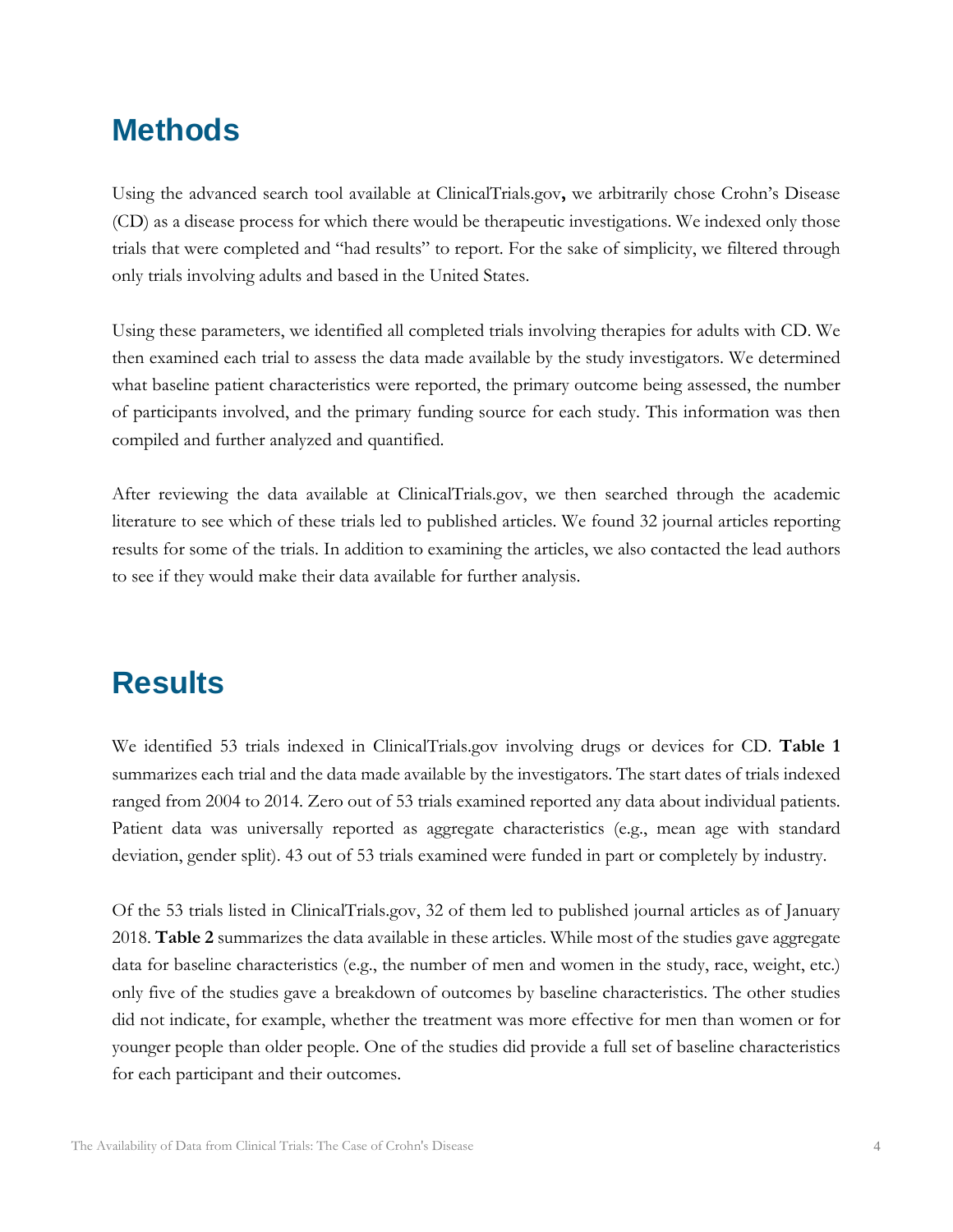# Methods

Using the advanced search tool available at ClinicalTrials.gov**,** we arbitrarily chose Crohn's Disease (CD) as a disease process for which there would be therapeutic investigations. We indexed only those trials that were completed and "had results" to report. For the sake of simplicity, we filtered through only trials involving adults and based in the United States.

Using these parameters, we identified all completed trials involving therapies for adults with CD. We then examined each trial to assess the data made available by the study investigators. We determined what baseline patient characteristics were reported, the primary outcome being assessed, the number of participants involved, and the primary funding source for each study. This information was then compiled and further analyzed and quantified.

After reviewing the data available at ClinicalTrials.gov, we then searched through the academic literature to see which of these trials led to published articles. We found 32 journal articles reporting results for some of the trials. In addition to examining the articles, we also contacted the lead authors to see if they would make their data available for further analysis.

# Results

We identified 53 trials indexed in ClinicalTrials.gov involving drugs or devices for CD. **Table 1** summarizes each trial and the data made available by the investigators. The start dates of trials indexed ranged from 2004 to 2014. Zero out of 53 trials examined reported any data about individual patients. Patient data was universally reported as aggregate characteristics (e.g., mean age with standard deviation, gender split). 43 out of 53 trials examined were funded in part or completely by industry.

Of the 53 trials listed in ClinicalTrials.gov, 32 of them led to published journal articles as of January 2018. **Table 2** summarizes the data available in these articles. While most of the studies gave aggregate data for baseline characteristics (e.g., the number of men and women in the study, race, weight, etc.) only five of the studies gave a breakdown of outcomes by baseline characteristics. The other studies did not indicate, for example, whether the treatment was more effective for men than women or for younger people than older people. One of the studies did provide a full set of baseline characteristics for each participant and their outcomes.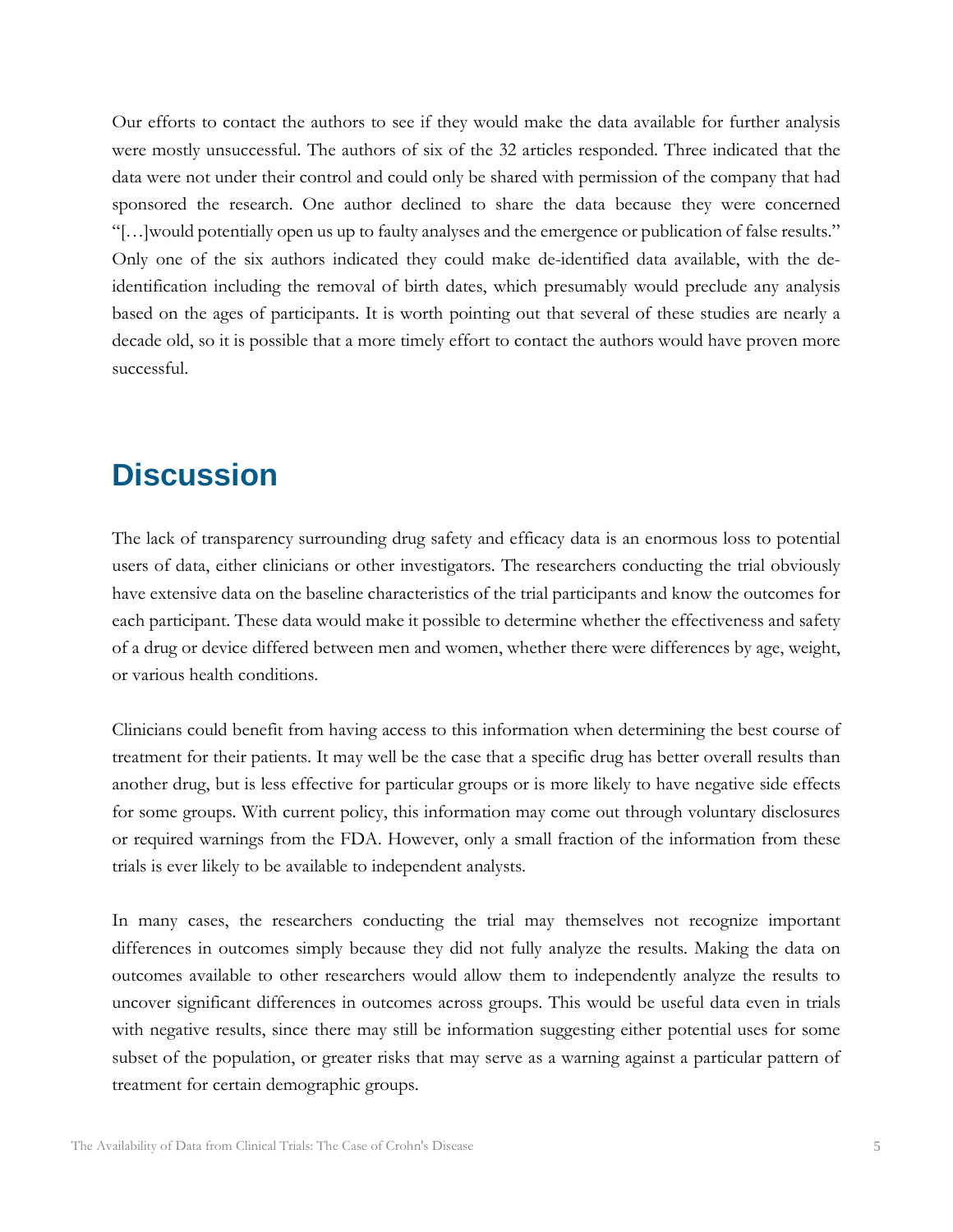Our efforts to contact the authors to see if they would make the data available for further analysis were mostly unsuccessful. The authors of six of the 32 articles responded. Three indicated that the data were not under their control and could only be shared with permission of the company that had sponsored the research. One author declined to share the data because they were concerned "[…]would potentially open us up to faulty analyses and the emergence or publication of false results." Only one of the six authors indicated they could make de-identified data available, with the de-identification including the removal of birth dates, which presumably would preclude any analysis based on the ages of participants. It is worth pointing out that several of these studies are nearly a decade old, so it is possible that a more timely effort to contact the authors would have proven more successful.

# Discussion

The lack of transparency surrounding drug safety and efficacy data is an enormous loss to potential users of data, either clinicians or other investigators. The researchers conducting the trial obviously have extensive data on the baseline characteristics of the trial participants and know the outcomes for each participant. These data would make it possible to determine whether the effectiveness and safety of a drug or device differed between men and women, whether there were differences by age, weight, or various health conditions.

Clinicians could benefit from having access to this information when determining the best course of treatment for their patients. It may well be the case that a specific drug has better overall results than another drug, but is less effective for particular groups or is more likely to have negative side effects for some groups. With current policy, this information may come out through voluntary disclosures or required warnings from the FDA. However, only a small fraction of the information from these trials is ever likely to be available to independent analysts.

In many cases, the researchers conducting the trial may themselves not recognize important differences in outcomes simply because they did not fully analyze the results. Making the data on outcomes available to other researchers would allow them to independently analyze the results to uncover significant differences in outcomes across groups. This would be useful data even in trials with negative results, since there may still be information suggesting either potential uses for some subset of the population, or greater risks that may serve as a warning against a particular pattern of treatment for certain demographic groups.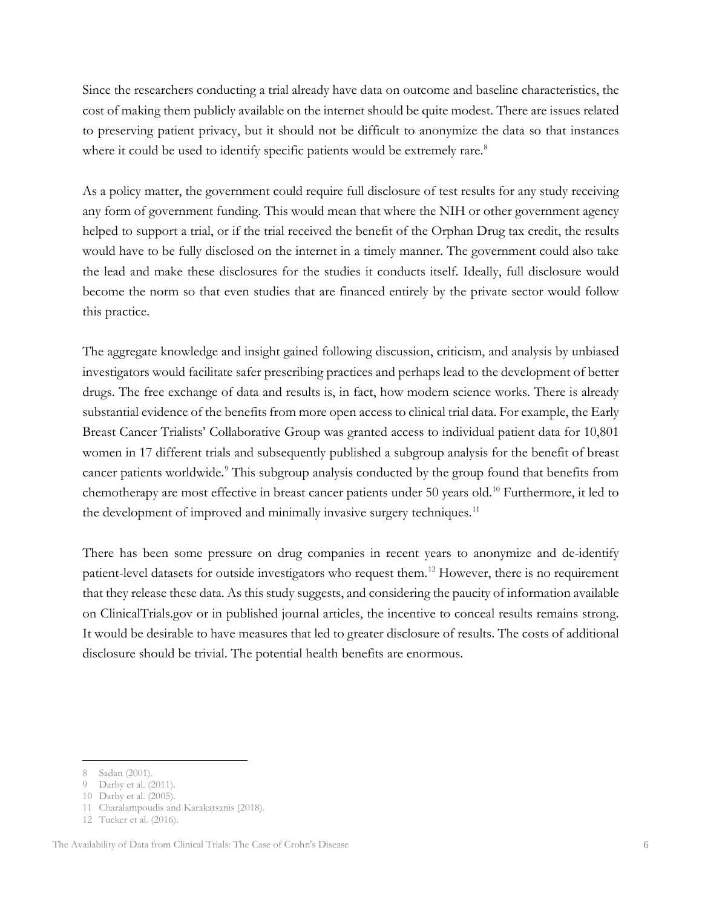Since the researchers conducting a trial already have data on outcome and baseline characteristics, the cost of making them publicly available on the internet should be quite modest. There are issues related to preserving patient privacy, but it should not be difficult to anonymize the data so that instances where it could be used to identify specific patients would be extremely rare.[8]

As a policy matter, the government could require full disclosure of test results for any study receiving any form of government funding. This would mean that where the NIH or other government agency helped to support a trial, or if the trial received the benefit of the Orphan Drug tax credit, the results would have to be fully disclosed on the internet in a timely manner. The government could also take the lead and make these disclosures for the studies it conducts itself. Ideally, full disclosure would become the norm so that even studies that are financed entirely by the private sector would follow this practice.

The aggregate knowledge and insight gained following discussion, criticism, and analysis by unbiased investigators would facilitate safer prescribing practices and perhaps lead to the development of better drugs. The free exchange of data and results is, in fact, how modern science works. There is already substantial evidence of the benefits from more open access to clinical trial data. For example, the Early Breast Cancer Trialists' Collaborative Group was granted access to individual patient data for 10,801 women in 17 different trials and subsequently published a subgroup analysis for the benefit of breast cancer patients worldwide.[9] This subgroup analysis conducted by the group found that benefits from chemotherapy are most effective in breast cancer patients under 50 years old.[10] Furthermore, it led to the development of improved and minimally invasive surgery techniques.[11]

There has been some pressure on drug companies in recent years to anonymize and de-identify patient-level datasets for outside investigators who request them.[12] However, there is no requirement that they release these data. As this study suggests, and considering the paucity of information available on ClinicalTrials.gov or in published journal articles, the incentive to conceal results remains strong. It would be desirable to have measures that led to greater disclosure of results. The costs of additional disclosure should be trivial. The potential health benefits are enormous.

---

8 Sadan (2001).

9 Darby et al. (2011).

10 Darby et al. (2005).

11 Charalampoudis and Karakatsanis (2018).

12 Tucker et al. (2016).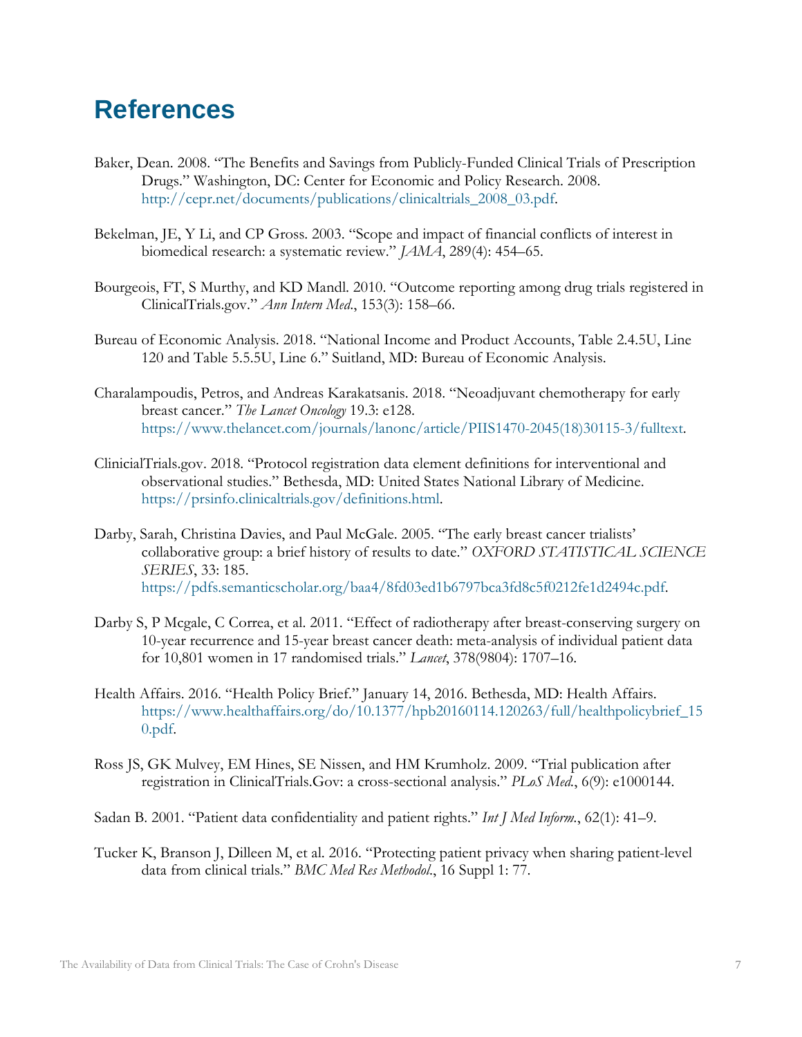# References

Baker, Dean. 2008. “The Benefits and Savings from Publicly-Funded Clinical Trials of Prescription Drugs.” Washington, DC: Center for Economic and Policy Research. 2008. http://cepr.net/documents/publications/clinicaltrials_2008_03.pdf.

Bekelman, JE, Y Li, and CP Gross. 2003. “Scope and impact of financial conflicts of interest in biomedical research: a systematic review.” *JAMA*, 289(4): 454–65.

Bourgeois, FT, S Murthy, and KD Mandl. 2010. “Outcome reporting among drug trials registered in ClinicalTrials.gov.” *Ann Intern Med.*, 153(3): 158–66.

Bureau of Economic Analysis. 2018. “National Income and Product Accounts, Table 2.4.5U, Line 120 and Table 5.5.5U, Line 6.” Suitland, MD: Bureau of Economic Analysis.

Charalampoudis, Petros, and Andreas Karakatsanis. 2018. “Neoadjuvant chemotherapy for early breast cancer.” *The Lancet Oncology* 19.3: e128. https://www.thelancet.com/journals/lanonc/article/PIIS1470-2045(18)30115-3/fulltext.

ClinicialTrials.gov. 2018. “Protocol registration data element definitions for interventional and observational studies.” Bethesda, MD: United States National Library of Medicine. https://prsinfo.clinicaltrials.gov/definitions.html.

Darby, Sarah, Christina Davies, and Paul McGale. 2005. “The early breast cancer trialists’ collaborative group: a brief history of results to date.” *OXFORD STATISTICAL SCIENCE SERIES*, 33: 185. https://pdfs.semanticscholar.org/baa4/8fd03ed1b6797bca3fd8c5f0212fe1d2494c.pdf.

Darby S, P Mcgale, C Correa, et al. 2011. “Effect of radiotherapy after breast-conserving surgery on 10-year recurrence and 15-year breast cancer death: meta-analysis of individual patient data for 10,801 women in 17 randomised trials.” *Lancet*, 378(9804): 1707–16.

Health Affairs. 2016. “Health Policy Brief.” January 14, 2016. Bethesda, MD: Health Affairs. https://www.healthaffairs.org/do/10.1377/hpb20160114.120263/full/healthpolicybrief_150.pdf.

Ross JS, GK Mulvey, EM Hines, SE Nissen, and HM Krumholz. 2009. “Trial publication after registration in ClinicalTrials.Gov: a cross-sectional analysis.” *PLoS Med.*, 6(9): e1000144.

Sadan B. 2001. “Patient data confidentiality and patient rights.” *Int J Med Inform.*, 62(1): 41–9.

Tucker K, Branson J, Dilleen M, et al. 2016. “Protecting patient privacy when sharing patient-level data from clinical trials.” *BMC Med Res Methodol.*, 16 Suppl 1: 77.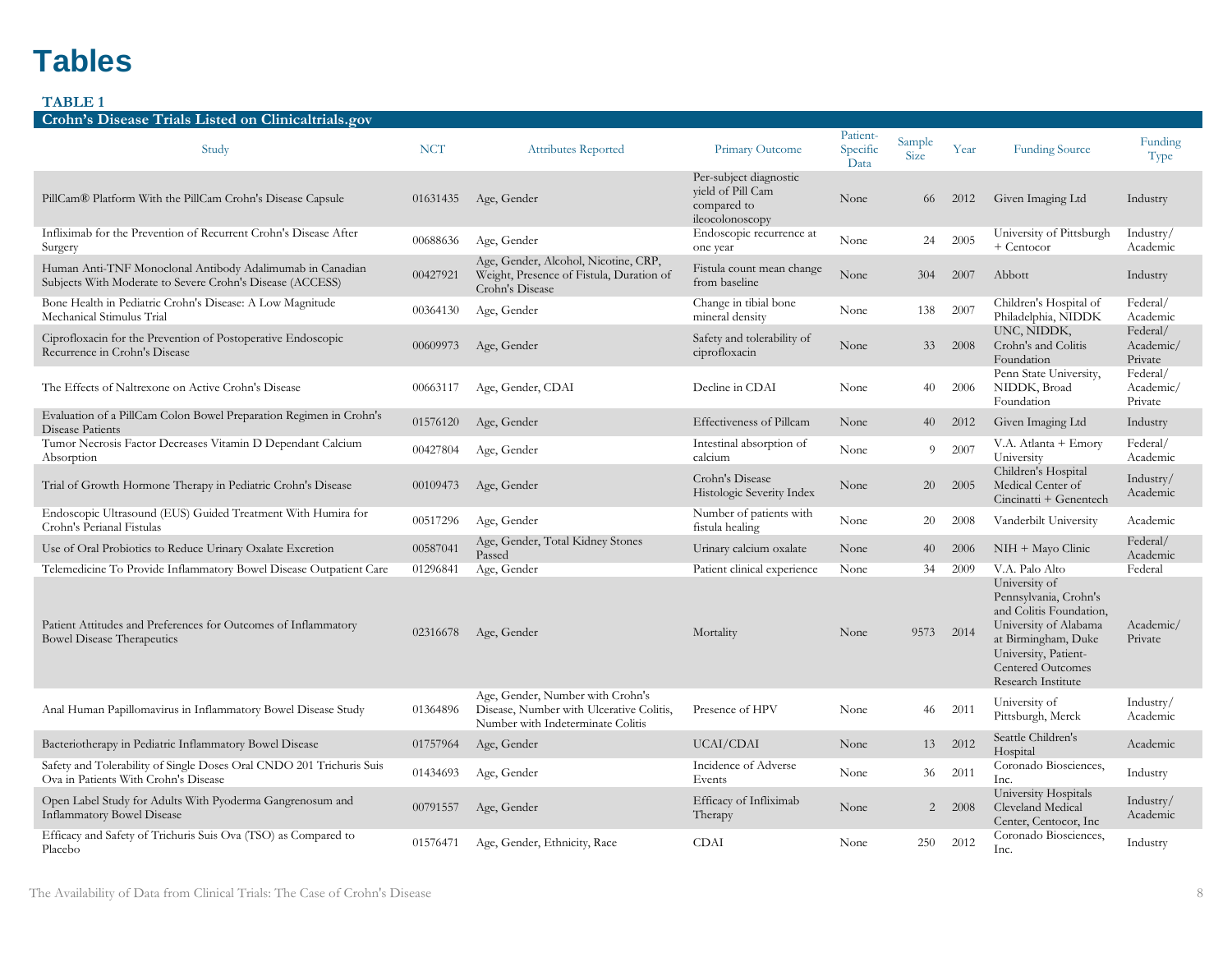# Tables

**TABLE 1**

**Crohn's Disease Trials Listed on Clinicaltrials.gov**

| Study | NCT | Attributes Reported | Primary Outcome | Patient-Specific Data | Sample Size | Year | Funding Source | Funding Type |
|---|---|---|---|---|---|---|---|---|
| PillCam® Platform With the PillCam Crohn's Disease Capsule | 01631435 | Age, Gender | Per-subject diagnostic yield of Pill Cam compared to ileocolonoscopy | None | 66 | 2012 | Given Imaging Ltd | Industry |
| Infliximab for the Prevention of Recurrent Crohn's Disease After Surgery | 00688636 | Age, Gender | Endoscopic recurrence at one year | None | 24 | 2005 | University of Pittsburgh + Centocor | Industry/ Academic |
| Human Anti-TNF Monoclonal Antibody Adalimumab in Canadian Subjects With Moderate to Severe Crohn's Disease (ACCESS) | 00427921 | Age, Gender, Alcohol, Nicotine, CRP, Weight, Presence of Fistula, Duration of Crohn's Disease | Fistula count mean change from baseline | None | 304 | 2007 | Abbott | Industry |
| Bone Health in Pediatric Crohn's Disease: A Low Magnitude Mechanical Stimulus Trial | 00364130 | Age, Gender | Change in tibial bone mineral density | None | 138 | 2007 | Children's Hospital of Philadelphia, NIDDK | Federal/ Academic |
| Ciprofloxacin for the Prevention of Postoperative Endoscopic Recurrence in Crohn's Disease | 00609973 | Age, Gender | Safety and tolerability of ciprofloxacin | None | 33 | 2008 | UNC, NIDDK, Crohn's and Colitis Foundation | Federal/ Academic/ Private |
| The Effects of Naltrexone on Active Crohn's Disease | 00663117 | Age, Gender, CDAI | Decline in CDAI | None | 40 | 2006 | Penn State University, NIDDK, Broad Foundation | Federal/ Academic/ Private |
| Evaluation of a PillCam Colon Bowel Preparation Regimen in Crohn's Disease Patients | 01576120 | Age, Gender | Effectiveness of Pillcam | None | 40 | 2012 | Given Imaging Ltd | Industry |
| Tumor Necrosis Factor Decreases Vitamin D Dependant Calcium Absorption | 00427804 | Age, Gender | Intestinal absorption of calcium | None | 9 | 2007 | V.A. Atlanta + Emory University | Federal/ Academic |
| Trial of Growth Hormone Therapy in Pediatric Crohn's Disease | 00109473 | Age, Gender | Crohn's Disease Histologic Severity Index | None | 20 | 2005 | Children's Hospital Medical Center of Cincinatti + Genentech | Industry/ Academic |
| Endoscopic Ultrasound (EUS) Guided Treatment With Humira for Crohn's Perianal Fistulas | 00517296 | Age, Gender | Number of patients with fistula healing | None | 20 | 2008 | Vanderbilt University | Academic |
| Use of Oral Probiotics to Reduce Urinary Oxalate Excretion | 00587041 | Age, Gender, Total Kidney Stones Passed | Urinary calcium oxalate | None | 40 | 2006 | NIH + Mayo Clinic | Federal/ Academic |
| Telemedicine To Provide Inflammatory Bowel Disease Outpatient Care | 01296841 | Age, Gender | Patient clinical experience | None | 34 | 2009 | V.A. Palo Alto | Federal |
| Patient Attitudes and Preferences for Outcomes of Inflammatory Bowel Disease Therapeutics | 02316678 | Age, Gender | Mortality | None | 9573 | 2014 | University of Pennsylvania, Crohn's and Colitis Foundation, University of Alabama at Birmingham, Duke University, Patient-Centered Outcomes Research Institute | Academic/ Private |
| Anal Human Papillomavirus in Inflammatory Bowel Disease Study | 01364896 | Age, Gender, Number with Crohn's Disease, Number with Ulcerative Colitis, Number with Indeterminate Colitis | Presence of HPV | None | 46 | 2011 | University of Pittsburgh, Merck | Industry/ Academic |
| Bacteriotherapy in Pediatric Inflammatory Bowel Disease | 01757964 | Age, Gender | UCAI/CDAI | None | 13 | 2012 | Seattle Children's Hospital | Academic |
| Safety and Tolerability of Single Doses Oral CNDO 201 Trichuris Suis Ova in Patients With Crohn's Disease | 01434693 | Age, Gender | Incidence of Adverse Events | None | 36 | 2011 | Coronado Biosciences, Inc. | Industry |
| Open Label Study for Adults With Pyoderma Gangrenosum and Inflammatory Bowel Disease | 00791557 | Age, Gender | Efficacy of Infliximab Therapy | None | 2 | 2008 | University Hospitals Cleveland Medical Center, Centocor, Inc | Industry/ Academic |
| Efficacy and Safety of Trichuris Suis Ova (TSO) as Compared to Placebo | 01576471 | Age, Gender, Ethnicity, Race | CDAI | None | 250 | 2012 | Coronado Biosciences, Inc. | Industry |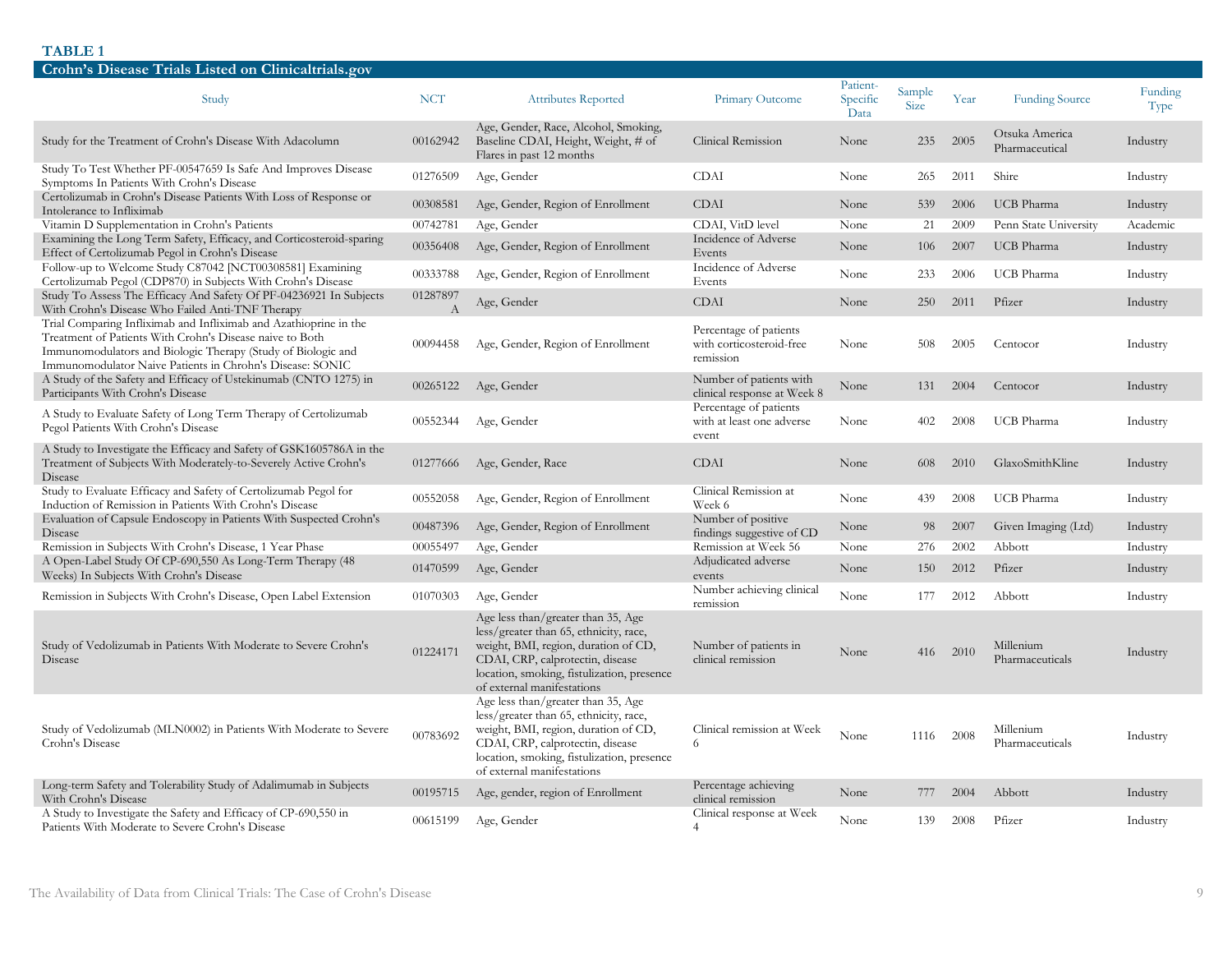**TABLE 1**

**Crohn's Disease Trials Listed on Clinicaltrials.gov**

| Study | NCT | Attributes Reported | Primary Outcome | Patient-Specific Data | Sample Size | Year | Funding Source | Funding Type |
|---|---|---|---|---|---|---|---|---|
| Study for the Treatment of Crohn's Disease With Adacolumn | 00162942 | Age, Gender, Race, Alcohol, Smoking, Baseline CDAI, Height, Weight, # of Flares in past 12 months | Clinical Remission | None | 235 | 2005 | Otsuka America Pharmaceutical | Industry |
| Study To Test Whether PF-00547659 Is Safe And Improves Disease Symptoms In Patients With Crohn's Disease | 01276509 | Age, Gender | CDAI | None | 265 | 2011 | Shire | Industry |
| Certolizumab in Crohn's Disease Patients With Loss of Response or Intolerance to Infliximab | 00308581 | Age, Gender, Region of Enrollment | CDAI | None | 539 | 2006 | UCB Pharma | Industry |
| Vitamin D Supplementation in Crohn's Patients | 00742781 | Age, Gender | CDAI, VitD level | None | 21 | 2009 | Penn State University | Academic |
| Examining the Long Term Safety, Efficacy, and Corticosteroid-sparing Effect of Certolizumab Pegol in Crohn's Disease | 00356408 | Age, Gender, Region of Enrollment | Incidence of Adverse Events | None | 106 | 2007 | UCB Pharma | Industry |
| Follow-up to Welcome Study C87042 [NCT00308581] Examining Certolizumab Pegol (CDP870) in Subjects With Crohn's Disease | 00333788 | Age, Gender, Region of Enrollment | Incidence of Adverse Events | None | 233 | 2006 | UCB Pharma | Industry |
| Study To Assess The Efficacy And Safety Of PF-04236921 In Subjects With Crohn's Disease Who Failed Anti-TNF Therapy | 01287897A | Age, Gender | CDAI | None | 250 | 2011 | Pfizer | Industry |
| Trial Comparing Infliximab and Infliximab and Azathioprine in the Treatment of Patients With Crohn's Disease naive to Both Immunomodulators and Biologic Therapy (Study of Biologic and Immunomodulator Naive Patients in Chrohn's Disease: SONIC | 00094458 | Age, Gender, Region of Enrollment | Percentage of patients with corticosteroid-free remission | None | 508 | 2005 | Centocor | Industry |
| A Study of the Safety and Efficacy of Ustekinumab (CNTO 1275) in Participants With Crohn's Disease | 00265122 | Age, Gender | Number of patients with clinical response at Week 8 | None | 131 | 2004 | Centocor | Industry |
| A Study to Evaluate Safety of Long Term Therapy of Certolizumab Pegol Patients With Crohn's Disease | 00552344 | Age, Gender | Percentage of patients with at least one adverse event | None | 402 | 2008 | UCB Pharma | Industry |
| A Study to Investigate the Efficacy and Safety of GSK1605786A in the Treatment of Subjects With Moderately-to-Severely Active Crohn's Disease | 01277666 | Age, Gender, Race | CDAI | None | 608 | 2010 | GlaxoSmithKline | Industry |
| Study to Evaluate Efficacy and Safety of Certolizumab Pegol for Induction of Remission in Patients With Crohn's Disease | 00552058 | Age, Gender, Region of Enrollment | Clinical Remission at Week 6 | None | 439 | 2008 | UCB Pharma | Industry |
| Evaluation of Capsule Endoscopy in Patients With Suspected Crohn's Disease | 00487396 | Age, Gender, Region of Enrollment | Number of positive findings suggestive of CD | None | 98 | 2007 | Given Imaging (Ltd) | Industry |
| Remission in Subjects With Crohn's Disease, 1 Year Phase | 00055497 | Age, Gender | Remission at Week 56 | None | 276 | 2002 | Abbott | Industry |
| A Open-Label Study Of CP-690,550 As Long-Term Therapy (48 Weeks) In Subjects With Crohn's Disease | 01470599 | Age, Gender | Adjudicated adverse events | None | 150 | 2012 | Pfizer | Industry |
| Remission in Subjects With Crohn's Disease, Open Label Extension | 01070303 | Age, Gender | Number achieving clinical remission | None | 177 | 2012 | Abbott | Industry |
| Study of Vedolizumab in Patients With Moderate to Severe Crohn's Disease | 01224171 | Age less than/greater than 35, Age less/greater than 65, ethnicity, race, weight, BMI, region, duration of CD, CDAI, CRP, calprotectin, disease location, smoking, fistulization, presence of external manifestations | Number of patients in clinical remission | None | 416 | 2010 | Millenium Pharmaceuticals | Industry |
| Study of Vedolizumab (MLN0002) in Patients With Moderate to Severe Crohn's Disease | 00783692 | Age less than/greater than 35, Age less/greater than 65, ethnicity, race, weight, BMI, region, duration of CD, CDAI, CRP, calprotectin, disease location, smoking, fistulization, presence of external manifestations | Clinical remission at Week 6 | None | 1116 | 2008 | Millenium Pharmaceuticals | Industry |
| Long-term Safety and Tolerability Study of Adalimumab in Subjects With Crohn's Disease | 00195715 | Age, gender, region of Enrollment | Percentage achieving clinical remission | None | 777 | 2004 | Abbott | Industry |
| A Study to Investigate the Safety and Efficacy of CP-690,550 in Patients With Moderate to Severe Crohn's Disease | 00615199 | Age, Gender | Clinical response at Week 4 | None | 139 | 2008 | Pfizer | Industry |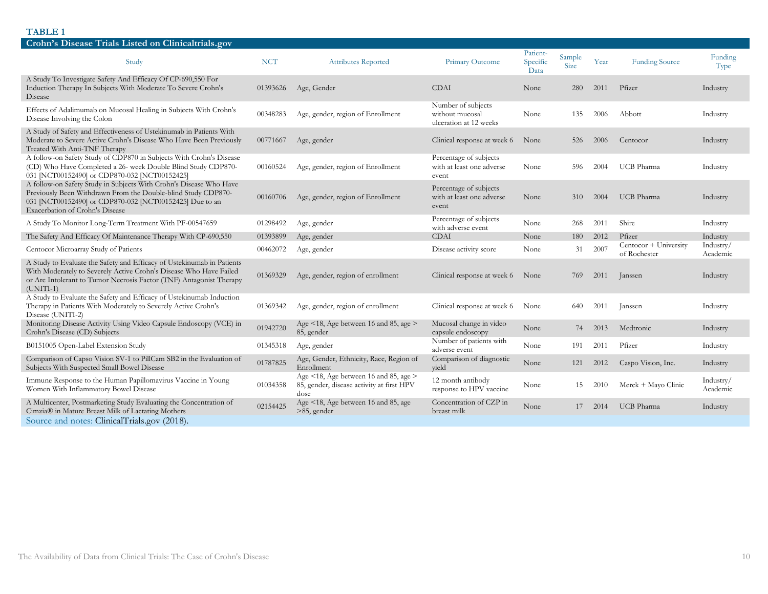**TABLE 1**

**Crohn's Disease Trials Listed on Clinicaltrials.gov**

| Study | NCT | Attributes Reported | Primary Outcome | Patient-Specific Data | Sample Size | Year | Funding Source | Funding Type |
|---|---|---|---|---|---|---|---|---|
| A Study To Investigate Safety And Efficacy Of CP-690,550 For Induction Therapy In Subjects With Moderate To Severe Crohn's Disease | 01393626 | Age, Gender | CDAI | None | 280 | 2011 | Pfizer | Industry |
| Effects of Adalimumab on Mucosal Healing in Subjects With Crohn's Disease Involving the Colon | 00348283 | Age, gender, region of Enrollment | Number of subjects without mucosal ulceration at 12 weeks | None | 135 | 2006 | Abbott | Industry |
| A Study of Safety and Effectiveness of Ustekinumab in Patients With Moderate to Severe Active Crohn's Disease Who Have Been Previously Treated With Anti-TNF Therapy | 00771667 | Age, gender | Clinical response at week 6 | None | 526 | 2006 | Centocor | Industry |
| A follow-on Safety Study of CDP870 in Subjects With Crohn's Disease (CD) Who Have Completed a 26- week Double Blind Study CDP870-031 [NCT00152490] or CDP870-032 [NCT00152425] | 00160524 | Age, gender, region of Enrollment | Percentage of subjects with at least one adverse event | None | 596 | 2004 | UCB Pharma | Industry |
| A follow-on Safety Study in Subjects With Crohn's Disease Who Have Previously Been Withdrawn From the Double-blind Study CDP870-031 [NCT00152490] or CDP870-032 [NCT00152425] Due to an Exacerbation of Crohn's Disease | 00160706 | Age, gender, region of Enrollment | Percentage of subjects with at least one adverse event | None | 310 | 2004 | UCB Pharma | Industry |
| A Study To Monitor Long-Term Treatment With PF-00547659 | 01298492 | Age, gender | Percentage of subjects with adverse event | None | 268 | 2011 | Shire | Industry |
| The Safety And Efficacy Of Maintenance Therapy With CP-690,550 | 01393899 | Age, gender | CDAI | None | 180 | 2012 | Pfizer | Industry |
| Centocor Microarray Study of Patients | 00462072 | Age, gender | Disease activity score | None | 31 | 2007 | Centocor + University of Rochester | Industry/ Academic |
| A Study to Evaluate the Safety and Efficacy of Ustekinumab in Patients With Moderately to Severely Active Crohn's Disease Who Have Failed or Are Intolerant to Tumor Necrosis Factor (TNF) Antagonist Therapy (UNITI-1) | 01369329 | Age, gender, region of enrollment | Clinical response at week 6 | None | 769 | 2011 | Janssen | Industry |
| A Study to Evaluate the Safety and Efficacy of Ustekinumab Induction Therapy in Patients With Moderately to Severely Active Crohn's Disease (UNITI-2) | 01369342 | Age, gender, region of enrollment | Clinical response at week 6 | None | 640 | 2011 | Janssen | Industry |
| Monitoring Disease Activity Using Video Capsule Endoscopy (VCE) in Crohn's Disease (CD) Subjects | 01942720 | Age <18, Age between 16 and 85, age > 85, gender | Mucosal change in video capsule endoscopy | None | 74 | 2013 | Medtronic | Industry |
| B0151005 Open-Label Extension Study | 01345318 | Age, gender | Number of patients with adverse event | None | 191 | 2011 | Pfizer | Industry |
| Comparison of Capso Vision SV-1 to PillCam SB2 in the Evaluation of Subjects With Suspected Small Bowel Disease | 01787825 | Age, Gender, Ethnicity, Race, Region of Enrollment | Comparison of diagnostic yield | None | 121 | 2012 | Caspo Vision, Inc. | Industry |
| Immune Response to the Human Papillomavirus Vaccine in Young Women With Inflammatory Bowel Disease | 01034358 | Age <18, Age between 16 and 85, age > 85, gender, disease activity at first HPV dose | 12 month antibody response to HPV vaccine | None | 15 | 2010 | Merck + Mayo Clinic | Industry/ Academic |
| A Multicenter, Postmarketing Study Evaluating the Concentration of Cimzia® in Mature Breast Milk of Lactating Mothers | 02154425 | Age <18, Age between 16 and 85, age >85, gender | Concentration of CZP in breast milk | None | 17 | 2014 | UCB Pharma | Industry |

Source and notes: ClinicalTrials.gov (2018).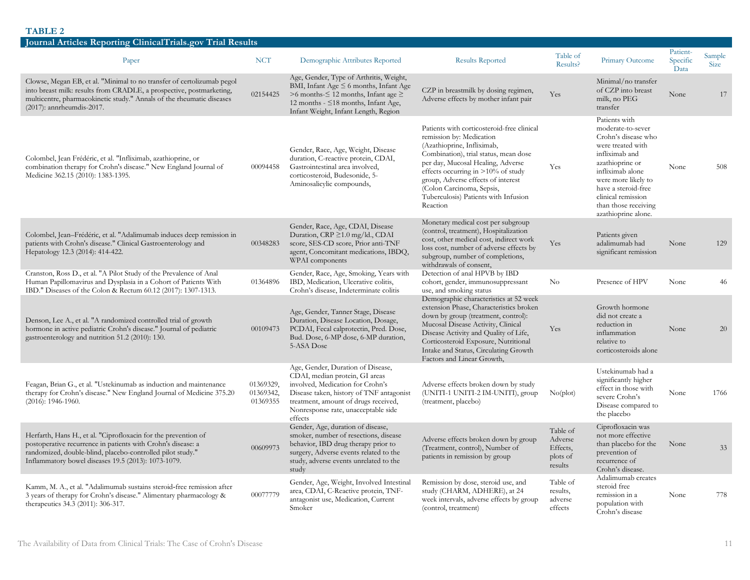**TABLE 2**

**Journal Articles Reporting ClinicalTrials.gov Trial Results**

| Paper | NCT | Demographic Attributes Reported | Results Reported | Table of Results? | Primary Outcome | Patient-Specific Data | Sample Size |
|---|---|---|---|---|---|---|---|
| Clowse, Megan EB, et al. "Minimal to no transfer of certolizumab pegol into breast milk: results from CRADLE, a prospective, postmarketing, multicentre, pharmacokinetic study." Annals of the rheumatic diseases (2017): annrheumdis-2017. | 02154425 | Age, Gender, Type of Arthritis, Weight, BMI, Infant Age ≤ 6 months, Infant Age >6 months-≤ 12 months, Infant age ≥ 12 months - ≤18 months, Infant Age, Infant Weight, Infant Length, Region | CZP in breastmilk by dosing regimen, Adverse effects by mother infant pair | Yes | Minimal/no transfer of CZP into breast milk, no PEG transfer | None | 17 |
| Colombel, Jean Frédéric, et al. "Infliximab, azathioprine, or combination therapy for Crohn's disease." New England Journal of Medicine 362.15 (2010): 1383-1395. | 00094458 | Gender, Race, Age, Weight, Disease duration, C-reactive protein, CDAI, Gastrointestinal area involved, corticosteroid, Budesonide, 5-Aminosalicylic compounds, | Patients with corticosteroid-free clinical remission by: Medication (Azathioprine, Infliximab, Combination), trial status, mean dose per day, Mucosal Healing, Adverse effects occurring in >10% of study group, Adverse effects of interest (Colon Carcinoma, Sepsis, Tuberculosis) Patients with Infusion Reaction | Yes | Patients with moderate-to-sever Crohn's disease who were treated with infliximab and azathioprine or infliximab alone were more likely to have a steroid-free clinical remission than those receiving azathioprine alone. | None | 508 |
| Colombel, Jean–Frédéric, et al. "Adalimumab induces deep remission in patients with Crohn's disease." Clinical Gastroenterology and Hepatology 12.3 (2014): 414-422. | 00348283 | Gender, Race, Age, CDAI, Disease Duration, CRP ≥1.0 mg/ld., CDAI score, SES-CD score, Prior anti-TNF agent, Concomitant medications, IBDQ, WPAI components | Monetary medical cost per subgroup (control, treatment), Hospitalization cost, other medical cost, indirect work loss cost, number of adverse effects by subgroup, number of completions, withdrawals of consent, | Yes | Patients given adalimumab had significant remission | None | 129 |
| Cranston, Ross D., et al. "A Pilot Study of the Prevalence of Anal Human Papillomavirus and Dysplasia in a Cohort of Patients With IBD." Diseases of the Colon & Rectum 60.12 (2017): 1307-1313. | 01364896 | Gender, Race, Age, Smoking, Years with IBD, Medication, Ulcerative colitis, Crohn's disease, Indeterminate colitis | Detection of anal HPVB by IBD cohort, gender, immunosuppressant use, and smoking status | No | Presence of HPV | None | 46 |
| Denson, Lee A., et al. "A randomized controlled trial of growth hormone in active pediatric Crohn's disease." Journal of pediatric gastroenterology and nutrition 51.2 (2010): 130. | 00109473 | Age, Gender, Tanner Stage, Disease Duration, Disease Location, Dosage, PCDAI, Fecal calprotectin, Pred. Dose, Bud. Dose, 6-MP dose, 6-MP duration, 5-ASA Dose | Demographic characteristics at 52 week extension Phase, Characteristics broken down by group (treatment, control): Mucosal Disease Activity, Clinical Disease Activity and Quality of Life, Corticosteroid Exposure, Nutritional Intake and Status, Circulating Growth Factors and Linear Growth, | Yes | Growth hormone did not create a reduction in inflammation relative to corticosteroids alone | None | 20 |
| Feagan, Brian G., et al. "Ustekinumab as induction and maintenance therapy for Crohn's disease." New England Journal of Medicine 375.20 (2016): 1946-1960. | 01369329, 01369342, 01369355 | Age, Gender, Duration of Disease, CDAI, median protein, GI areas involved, Medication for Crohn's Disease taken, history of TNF antagonist treatment, amount of drugs received, Nonresponse rate, unacceptable side effects | Adverse effects broken down by study (UNITI-1 UNITI-2 IM-UNITI), group (treatment, placebo) | No(plot) | Ustekinumab had a significantly higher effect in those with severe Crohn's Disease compared to the placebo | None | 1766 |
| Herfarth, Hans H., et al. "Ciprofloxacin for the prevention of postoperative recurrence in patients with Crohn's disease: a randomized, double-blind, placebo-controlled pilot study." Inflammatory bowel diseases 19.5 (2013): 1073-1079. | 00609973 | Gender, Age, duration of disease, smoker, number of resections, disease behavior, IBD drug therapy prior to surgery, Adverse events related to the study, adverse events unrelated to the study | Adverse effects broken down by group (Treatment, control), Number of patients in remission by group | Table of Adverse Effects, plots of results | Ciprofloxacin was not more effective than placebo for the prevention of recurrence of Crohn's disease. | None | 33 |
| Kamm, M. A., et al. "Adalimumab sustains steroid-free remission after 3 years of therapy for Crohn's disease." Alimentary pharmacology & therapeutics 34.3 (2011): 306-317. | 00077779 | Gender, Age, Weight, Involved Intestinal area, CDAI, C-Reactive protein, TNF-antagonist use, Medication, Current Smoker | Remission by dose, steroid use, and study (CHARM, ADHERE), at 24 week intervals, adverse effects by group (control, treatment) | Table of results, adverse effects | Adalimumab creates steroid free remission in a population with Crohn's disease | None | 778 |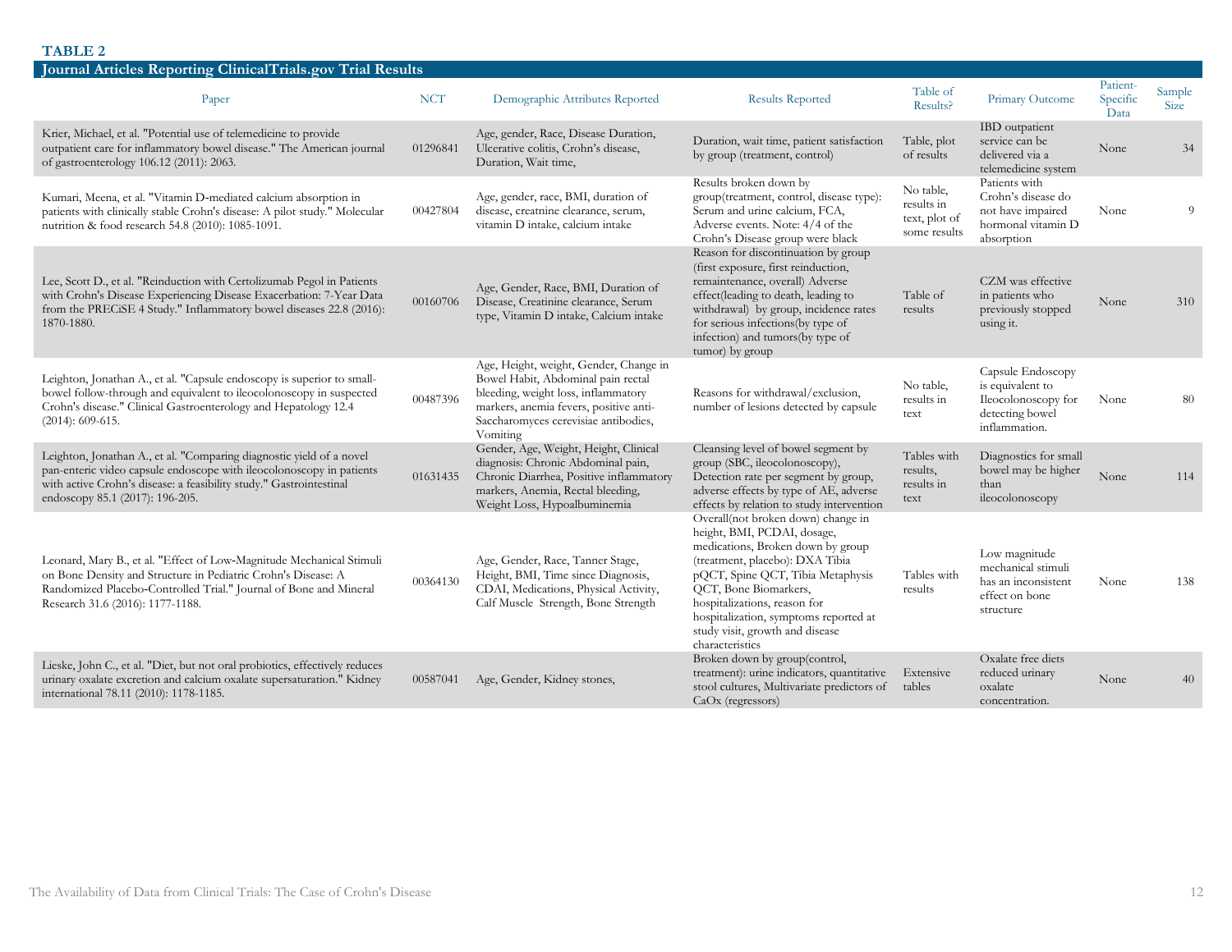**TABLE 2**

**Journal Articles Reporting ClinicalTrials.gov Trial Results**

| Paper | NCT | Demographic Attributes Reported | Results Reported | Table of Results? | Primary Outcome | Patient-Specific Data | Sample Size |
|---|---|---|---|---|---|---|---|
| Krier, Michael, et al. "Potential use of telemedicine to provide outpatient care for inflammatory bowel disease." The American journal of gastroenterology 106.12 (2011): 2063. | 01296841 | Age, gender, Race, Disease Duration, Ulcerative colitis, Crohn's disease, Duration, Wait time, | Duration, wait time, patient satisfaction by group (treatment, control) | Table, plot of results | IBD outpatient service can be delivered via a telemedicine system | None | 34 |
| Kumari, Meena, et al. "Vitamin D-mediated calcium absorption in patients with clinically stable Crohn's disease: A pilot study." Molecular nutrition & food research 54.8 (2010): 1085-1091. | 00427804 | Age, gender, race, BMI, duration of disease, creatnine clearance, serum, vitamin D intake, calcium intake | Results broken down by group(treatment, control, disease type): Serum and urine calcium, FCA, Adverse events. Note: 4/4 of the Crohn's Disease group were black | No table, results in text, plot of some results | Patients with Crohn's disease do not have impaired hormonal vitamin D absorption | None | 9 |
| Lee, Scott D., et al. "Reinduction with Certolizumab Pegol in Patients with Crohn's Disease Experiencing Disease Exacerbation: 7-Year Data from the PRECiSE 4 Study." Inflammatory bowel diseases 22.8 (2016): 1870-1880. | 00160706 | Age, Gender, Race, BMI, Duration of Disease, Creatinine clearance, Serum type, Vitamin D intake, Calcium intake | Reason for discontinuation by group (first exposure, first reinduction, remaintenance, overall) Adverse effect(leading to death, leading to withdrawal) by group, incidence rates for serious infections(by type of infection) and tumors(by type of tumor) by group | Table of results | CZM was effective in patients who previously stopped using it. | None | 310 |
| Leighton, Jonathan A., et al. "Capsule endoscopy is superior to small-bowel follow-through and equivalent to ileocolonoscopy in suspected Crohn's disease." Clinical Gastroenterology and Hepatology 12.4 (2014): 609-615. | 00487396 | Age, Height, weight, Gender, Change in Bowel Habit, Abdominal pain rectal bleeding, weight loss, inflammatory markers, anemia fevers, positive anti-Saccharomyces cerevisiae antibodies, Vomiting | Reasons for withdrawal/exclusion, number of lesions detected by capsule | No table, results in text | Capsule Endoscopy is equivalent to Ileocolonoscopy for detecting bowel inflammation. | None | 80 |
| Leighton, Jonathan A., et al. "Comparing diagnostic yield of a novel pan-enteric video capsule endoscope with ileocolonoscopy in patients with active Crohn's disease: a feasibility study." Gastrointestinal endoscopy 85.1 (2017): 196-205. | 01631435 | Gender, Age, Weight, Height, Clinical diagnosis: Chronic Abdominal pain, Chronic Diarrhea, Positive inflammatory markers, Anemia, Rectal bleeding, Weight Loss, Hypoalbuminemia | Cleansing level of bowel segment by group (SBC, ileocolonoscopy), Detection rate per segment by group, adverse effects by type of AE, adverse effects by relation to study intervention | Tables with results, results in text | Diagnostics for small bowel may be higher than ileocolonoscopy | None | 114 |
| Leonard, Mary B., et al. "Effect of Low-Magnitude Mechanical Stimuli on Bone Density and Structure in Pediatric Crohn's Disease: A Randomized Placebo-Controlled Trial." Journal of Bone and Mineral Research 31.6 (2016): 1177-1188. | 00364130 | Age, Gender, Race, Tanner Stage, Height, BMI, Time since Diagnosis, CDAI, Medications, Physical Activity, Calf Muscle Strength, Bone Strength | Overall(not broken down) change in height, BMI, PCDAI, dosage, medications, Broken down by group (treatment, placebo): DXA Tibia pQCT, Spine QCT, Tibia Metaphysis QCT, Bone Biomarkers, hospitalizations, reason for hospitalization, symptoms reported at study visit, growth and disease characteristics | Tables with results | Low magnitude mechanical stimuli has an inconsistent effect on bone structure | None | 138 |
| Lieske, John C., et al. "Diet, but not oral probiotics, effectively reduces urinary oxalate excretion and calcium oxalate supersaturation." Kidney international 78.11 (2010): 1178-1185. | 00587041 | Age, Gender, Kidney stones, | Broken down by group(control, treatment): urine indicators, quantitative stool cultures, Multivariate predictors of CaOx (regressors) | Extensive tables | Oxalate free diets reduced urinary oxalate concentration. | None | 40 |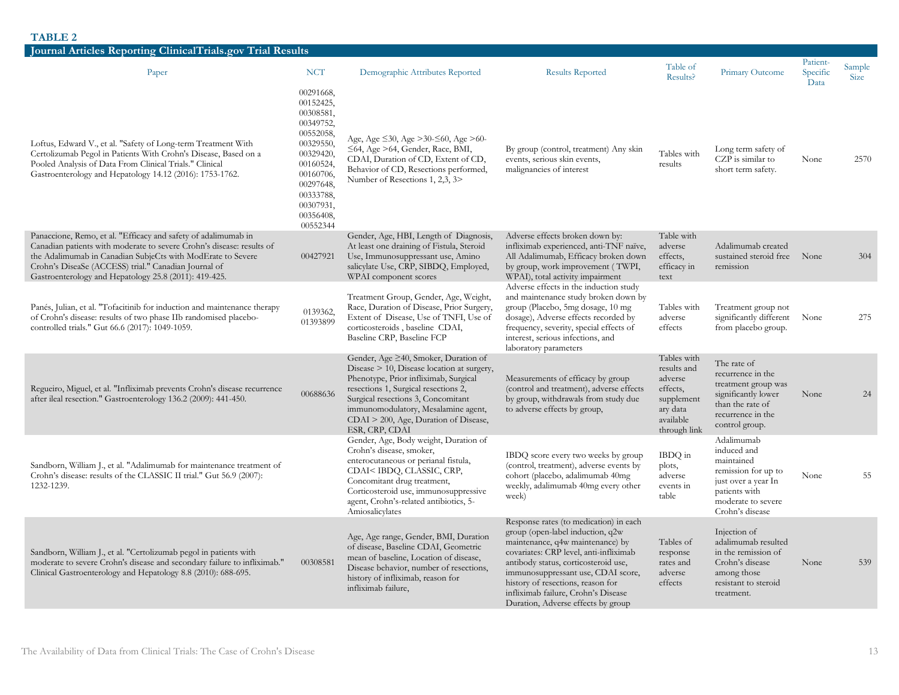**TABLE 2**

**Journal Articles Reporting ClinicalTrials.gov Trial Results**

| Paper | NCT | Demographic Attributes Reported | Results Reported | Table of Results? | Primary Outcome | Patient-Specific Data | Sample Size |
|---|---|---|---|---|---|---|---|
| Loftus, Edward V., et al. "Safety of Long-term Treatment With Certolizumab Pegol in Patients With Crohn's Disease, Based on a Pooled Analysis of Data From Clinical Trials." Clinical Gastroenterology and Hepatology 14.12 (2016): 1753-1762. | 00291668, 00152425, 00308581, 00349752, 00552058, 00329550, 00329420, 00160524, 00160706, 00297648, 00333788, 00307931, 00356408, 00552344 | Age, Age ≤30, Age >30-≤60, Age >60-≤64, Age >64, Gender, Race, BMI, CDAI, Duration of CD, Extent of CD, Behavior of CD, Resections performed, Number of Resections 1, 2,3, 3> | By group (control, treatment) Any skin events, serious skin events, malignancies of interest | Tables with results | Long term safety of CZP is similar to short term safety. | None | 2570 |
| Panaccione, Remo, et al. "Efficacy and safety of adalimumab in Canadian patients with moderate to severe Crohn's disease: results of the Adalimumab in Canadian SubjeCts with ModErate to Severe Crohn's DiseaSe (ACCESS) trial." Canadian Journal of Gastroenterology and Hepatology 25.8 (2011): 419-425. | 00427921 | Gender, Age, HBI, Length of Diagnosis, At least one draining of Fistula, Steroid Use, Immunosuppressant use, Amino salicylate Use, CRP, SIBDQ, Employed, WPAI component scores | Adverse effects broken down by: infliximab experienced, anti-TNF naïve, All Adalimumab, Efficacy broken down by group, work improvement ( TWPI, WPAI), total activity impairment | Table with adverse effects, efficacy in text | Adalimumab created sustained steroid free remission | None | 304 |
| Panés, Julian, et al. "Tofacitinib for induction and maintenance therapy of Crohn's disease: results of two phase IIb randomised placebo-controlled trials." Gut 66.6 (2017): 1049-1059. | 0139362, 01393899 | Treatment Group, Gender, Age, Weight, Race, Duration of Disease, Prior Surgery, Extent of Disease, Use of TNFI, Use of corticosteroids , baseline CDAI, Baseline CRP, Baseline FCP | Adverse effects in the induction study and maintenance study broken down by group (Placebo, 5mg dosage, 10 mg dosage), Adverse effects recorded by frequency, severity, special effects of interest, serious infections, and laboratory parameters | Tables with adverse effects | Treatment group not significantly different from placebo group. | None | 275 |
| Regueiro, Miguel, et al. "Infliximab prevents Crohn's disease recurrence after ileal resection." Gastroenterology 136.2 (2009): 441-450. | 00688636 | Gender, Age ≥40, Smoker, Duration of Disease > 10, Disease location at surgery, Phenotype, Prior infliximab, Surgical resections 1, Surgical resections 2, Surgical resections 3, Concomitant immunomodulatory, Mesalamine agent, CDAI > 200, Age, Duration of Disease, ESR, CRP, CDAI | Measurements of efficacy by group (control and treatment), adverse effects by group, withdrawals from study due to adverse effects by group, | Tables with results and adverse effects, supplementary data available through link | The rate of recurrence in the treatment group was significantly lower than the rate of recurrence in the control group. | None | 24 |
| Sandborn, William J., et al. "Adalimumab for maintenance treatment of Crohn's disease: results of the CLASSIC II trial." Gut 56.9 (2007): 1232-1239. | | Gender, Age, Body weight, Duration of Crohn's disease, smoker, enterocutaneous or perianal fistula, CDAI< IBDQ, CLASSIC, CRP, Concomitant drug treatment, Corticosteroid use, immunosuppressive agent, Crohn's-related antibiotics, 5-Amiosalicylates | IBDQ score every two weeks by group (control, treatment), adverse events by cohort (placebo, adalimumab 40mg weekly, adalimumab 40mg every other week) | IBDQ in plots, adverse events in table | Adalimumab induced and maintained remission for up to just over a year In patients with moderate to severe Crohn's disease | None | 55 |
| Sandborn, William J., et al. "Certolizumab pegol in patients with moderate to severe Crohn's disease and secondary failure to infliximab." Clinical Gastroenterology and Hepatology 8.8 (2010): 688-695. | 00308581 | Age, Age range, Gender, BMI, Duration of disease, Baseline CDAI, Geometric mean of baseline, Location of disease, Disease behavior, number of resections, history of infliximab, reason for infliximab failure, | Response rates (to medication) in each group (open-label induction, q2w maintenance, q4w maintenance) by covariates: CRP level, anti-infliximab antibody status, corticosteroid use, immunosuppressant use, CDAI score, history of resections, reason for infliximab failure, Crohn's Disease Duration, Adverse effects by group | Tables of response rates and adverse effects | Injection of adalimumab resulted in the remission of Crohn's disease among those resistant to steroid treatment. | None | 539 |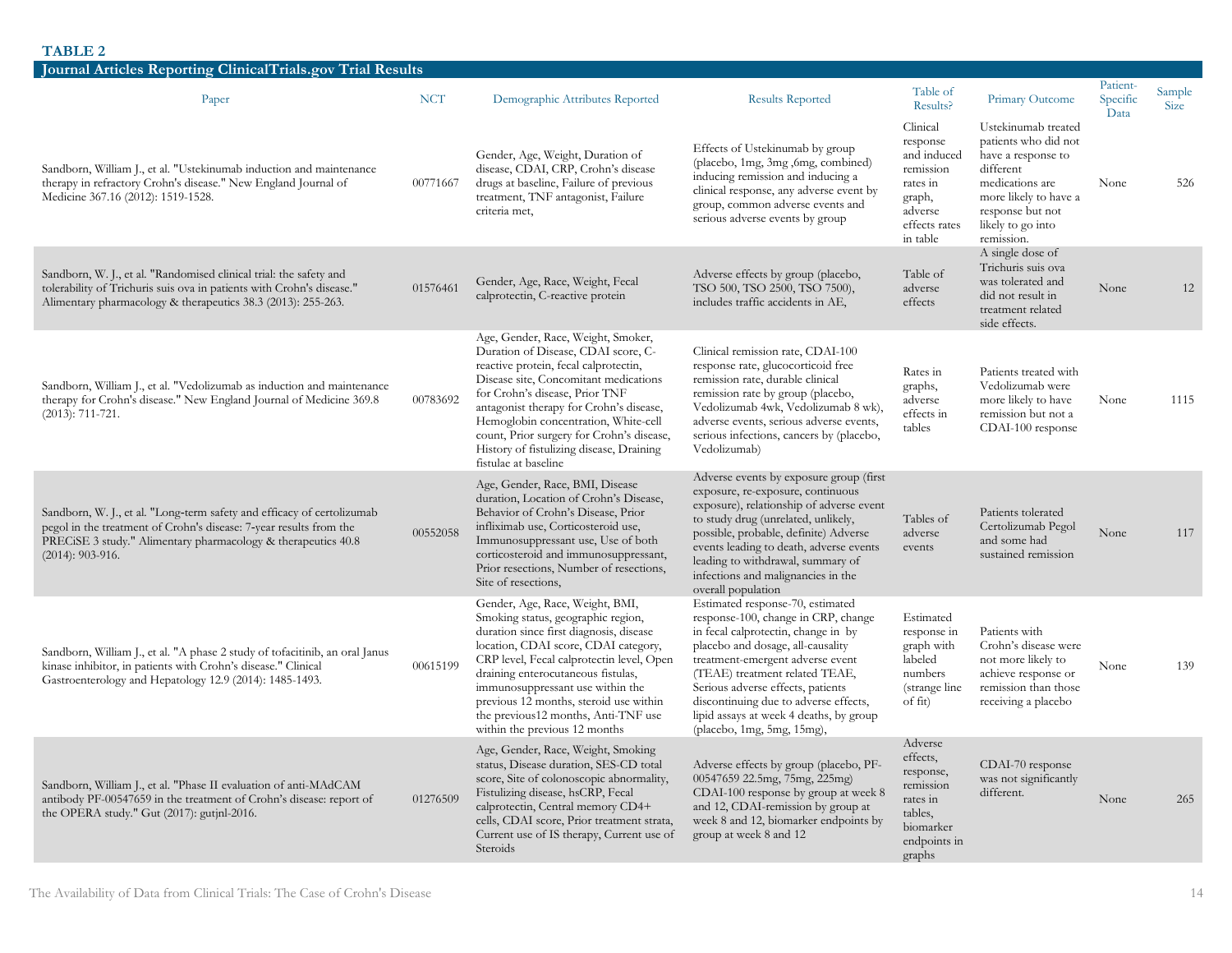**TABLE 2**

**Journal Articles Reporting ClinicalTrials.gov Trial Results**

| Paper | NCT | Demographic Attributes Reported | Results Reported | Table of Results? | Primary Outcome | Patient-Specific Data | Sample Size |
|---|---|---|---|---|---|---|---|
| Sandborn, William J., et al. "Ustekinumab induction and maintenance therapy in refractory Crohn's disease." New England Journal of Medicine 367.16 (2012): 1519-1528. | 00771667 | Gender, Age, Weight, Duration of disease, CDAI, CRP, Crohn's disease drugs at baseline, Failure of previous treatment, TNF antagonist, Failure criteria met, | Effects of Ustekinumab by group (placebo, 1mg, 3mg ,6mg, combined) inducing remission and inducing a clinical response, any adverse event by group, common adverse events and serious adverse events by group | Clinical response and induced remission rates in graph, adverse effects rates in table | Ustekinumab treated patients who did not have a response to different medications are more likely to have a response but not likely to go into remission. | None | 526 |
| Sandborn, W. J., et al. "Randomised clinical trial: the safety and tolerability of Trichuris suis ova in patients with Crohn's disease." Alimentary pharmacology & therapeutics 38.3 (2013): 255-263. | 01576461 | Gender, Age, Race, Weight, Fecal calprotectin, C-reactive protein | Adverse effects by group (placebo, TSO 500, TSO 2500, TSO 7500), includes traffic accidents in AE, | Table of adverse effects | A single dose of Trichuris suis ova was tolerated and did not result in treatment related side effects. | None | 12 |
| Sandborn, William J., et al. "Vedolizumab as induction and maintenance therapy for Crohn's disease." New England Journal of Medicine 369.8 (2013): 711-721. | 00783692 | Age, Gender, Race, Weight, Smoker, Duration of Disease, CDAI score, C-reactive protein, fecal calprotectin, Disease site, Concomitant medications for Crohn's disease, Prior TNF antagonist therapy for Crohn's disease, Hemoglobin concentration, White-cell count, Prior surgery for Crohn's disease, History of fistulizing disease, Draining fistulae at baseline | Clinical remission rate, CDAI-100 response rate, glucocorticoid free remission rate, durable clinical remission rate by group (placebo, Vedolizumab 4wk, Vedolizumab 8 wk), adverse events, serious adverse events, serious infections, cancers by (placebo, Vedolizumab) | Rates in graphs, adverse effects in tables | Patients treated with Vedolizumab were more likely to have remission but not a CDAI-100 response | None | 1115 |
| Sandborn, W. J., et al. "Long-term safety and efficacy of certolizumab pegol in the treatment of Crohn's disease: 7-year results from the PRECiSE 3 study." Alimentary pharmacology & therapeutics 40.8 (2014): 903-916. | 00552058 | Age, Gender, Race, BMI, Disease duration, Location of Crohn's Disease, Behavior of Crohn's Disease, Prior infliximab use, Corticosteroid use, Immunosuppressant use, Use of both corticosteroid and immunosuppressant, Prior resections, Number of resections, Site of resections, | Adverse events by exposure group (first exposure, re-exposure, continuous exposure), relationship of adverse event to study drug (unrelated, unlikely, possible, probable, definite) Adverse events leading to death, adverse events leading to withdrawal, summary of infections and malignancies in the overall population | Tables of adverse events | Patients tolerated Certolizumab Pegol and some had sustained remission | None | 117 |
| Sandborn, William J., et al. "A phase 2 study of tofacitinib, an oral Janus kinase inhibitor, in patients with Crohn's disease." Clinical Gastroenterology and Hepatology 12.9 (2014): 1485-1493. | 00615199 | Gender, Age, Race, Weight, BMI, Smoking status, geographic region, duration since first diagnosis, disease location, CDAI score, CDAI category, CRP level, Fecal calprotectin level, Open draining enterocutaneous fistulas, immunosuppressant use within the previous 12 months, steroid use within the previous12 months, Anti-TNF use within the previous 12 months | Estimated response-70, estimated response-100, change in CRP, change in fecal calprotectin, change in by placebo and dosage, all-causality treatment-emergent adverse event (TEAE) treatment related TEAE, Serious adverse effects, patients discontinuing due to adverse effects, lipid assays at week 4 deaths, by group (placebo, 1mg, 5mg, 15mg), | Estimated response in graph with labeled numbers (strange line of fit) | Patients with Crohn's disease were not more likely to achieve response or remission than those receiving a placebo | None | 139 |
| Sandborn, William J., et al. "Phase II evaluation of anti-MAdCAM antibody PF-00547659 in the treatment of Crohn's disease: report of the OPERA study." Gut (2017): gutjnl-2016. | 01276509 | Age, Gender, Race, Weight, Smoking status, Disease duration, SES-CD total score, Site of colonoscopic abnormality, Fistulizing disease, hsCRP, Fecal calprotectin, Central memory CD4+ cells, CDAI score, Prior treatment strata, Current use of IS therapy, Current use of Steroids | Adverse effects by group (placebo, PF-00547659 22.5mg, 75mg, 225mg) CDAI-100 response by group at week 8 and 12, CDAI-remission by group at week 8 and 12, biomarker endpoints by group at week 8 and 12 | Adverse effects, response, remission rates in tables, biomarker endpoints in graphs | CDAI-70 response was not significantly different. | None | 265 |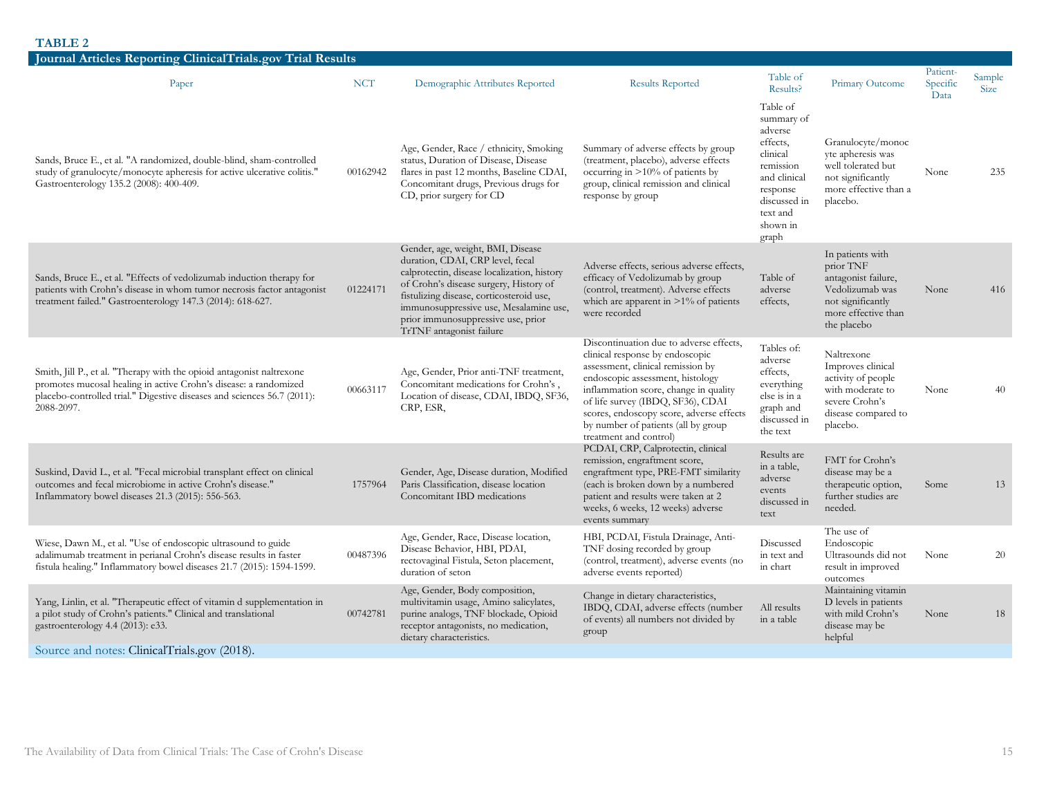**TABLE 2**

**Journal Articles Reporting ClinicalTrials.gov Trial Results**

| Paper | NCT | Demographic Attributes Reported | Results Reported | Table of Results? | Primary Outcome | Patient-Specific Data | Sample Size |
|---|---|---|---|---|---|---|---|
| Sands, Bruce E., et al. "A randomized, double-blind, sham-controlled study of granulocyte/monocyte apheresis for active ulcerative colitis." Gastroenterology 135.2 (2008): 400-409. | 00162942 | Age, Gender, Race / ethnicity, Smoking status, Duration of Disease, Disease flares in past 12 months, Baseline CDAI, Concomitant drugs, Previous drugs for CD, prior surgery for CD | Summary of adverse effects by group (treatment, placebo), adverse effects occurring in >10% of patients by group, clinical remission and clinical response by group | Table of summary of adverse effects, clinical remission and clinical response discussed in text and shown in graph | Granulocyte/monocyte apheresis was well tolerated but not significantly more effective than a placebo. | None | 235 |
| Sands, Bruce E., et al. "Effects of vedolizumab induction therapy for patients with Crohn's disease in whom tumor necrosis factor antagonist treatment failed." Gastroenterology 147.3 (2014): 618-627. | 01224171 | Gender, age, weight, BMI, Disease duration, CDAI, CRP level, fecal calprotectin, disease localization, history of Crohn's disease surgery, History of fistulizing disease, corticosteroid use, immunosuppressive use, Mesalamine use, prior immunosuppressive use, prior TrTNF antagonist failure | Adverse effects, serious adverse effects, efficacy of Vedolizumab by group (control, treatment). Adverse effects which are apparent in >1% of patients were recorded | Table of adverse effects, | In patients with prior TNF antagonist failure, Vedolizumab was not significantly more effective than the placebo | None | 416 |
| Smith, Jill P., et al. "Therapy with the opioid antagonist naltrexone promotes mucosal healing in active Crohn's disease: a randomized placebo-controlled trial." Digestive diseases and sciences 56.7 (2011): 2088-2097. | 00663117 | Age, Gender, Prior anti-TNF treatment, Concomitant medications for Crohn's , Location of disease, CDAI, IBDQ, SF36, CRP, ESR, | Discontinuation due to adverse effects, clinical response by endoscopic assessment, clinical remission by endoscopic assessment, histology inflammation score, change in quality of life survey (IBDQ, SF36), CDAI scores, endoscopy score, adverse effects by number of patients (all by group treatment and control) | Tables of: adverse effects, everything else is in a graph and discussed in the text | Naltrexone Improves clinical activity of people with moderate to severe Crohn's disease compared to placebo. | None | 40 |
| Suskind, David L., et al. "Fecal microbial transplant effect on clinical outcomes and fecal microbiome in active Crohn's disease." Inflammatory bowel diseases 21.3 (2015): 556-563. | 1757964 | Gender, Age, Disease duration, Modified Paris Classification, disease location Concomitant IBD medications | PCDAI, CRP, Calprotectin, clinical remission, engraftment score, engraftment type, PRE-FMT similarity (each is broken down by a numbered patient and results were taken at 2 weeks, 6 weeks, 12 weeks) adverse events summary | Results are in a table, adverse events discussed in text | FMT for Crohn's disease may be a therapeutic option, further studies are needed. | Some | 13 |
| Wiese, Dawn M., et al. "Use of endoscopic ultrasound to guide adalimumab treatment in perianal Crohn's disease results in faster fistula healing." Inflammatory bowel diseases 21.7 (2015): 1594-1599. | 00487396 | Age, Gender, Race, Disease location, Disease Behavior, HBI, PDAI, rectovaginal Fistula, Seton placement, duration of seton | HBI, PCDAI, Fistula Drainage, Anti-TNF dosing recorded by group (control, treatment), adverse events (no adverse events reported) | Discussed in text and in chart | The use of Endoscopic Ultrasounds did not result in improved outcomes | None | 20 |
| Yang, Linlin, et al. "Therapeutic effect of vitamin d supplementation in a pilot study of Crohn's patients." Clinical and translational gastroenterology 4.4 (2013): e33. | 00742781 | Age, Gender, Body composition, multivitamin usage, Amino salicylates, purine analogs, TNF blockade, Opioid receptor antagonists, no medication, dietary characteristics. | Change in dietary characteristics, IBDQ, CDAI, adverse effects (number of events) all numbers not divided by group | All results in a table | Maintaining vitamin D levels in patients with mild Crohn's disease may be helpful | None | 18 |

Source and notes: ClinicalTrials.gov (2018).